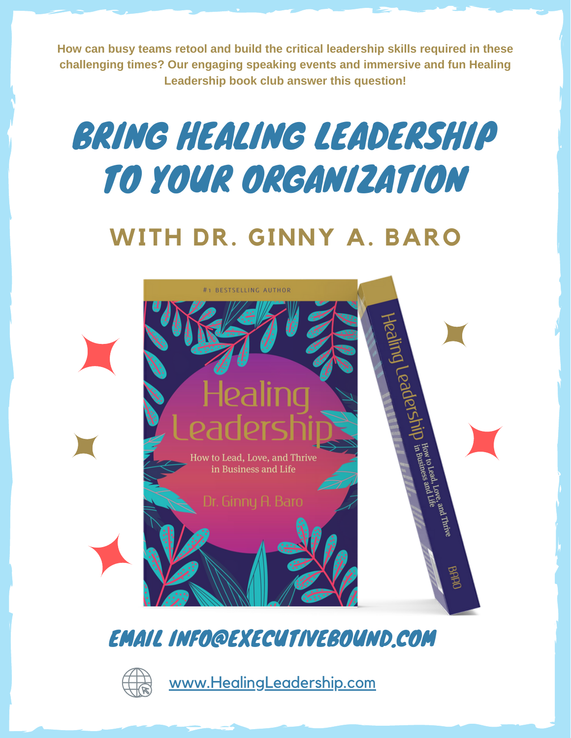How can busy teams retool and build the critical leadership skills required in these challenging times? Our engaging speaking events and immersive and fun Healing Leadership book club answer this question!

# BRING HEALING LEADERSHIP TO YOUR ORGANIZATION

## WITH DR. GINNY A. BARO

#1 BESTSELLING AUTHOR

Healing Leadership

How to Lead, Love, and Thrive in Business and Life

Dr. Ginny A. Baro

## EMAIL INFO@EXECUTIVEBOUND.COM

www.HealingLeadership.com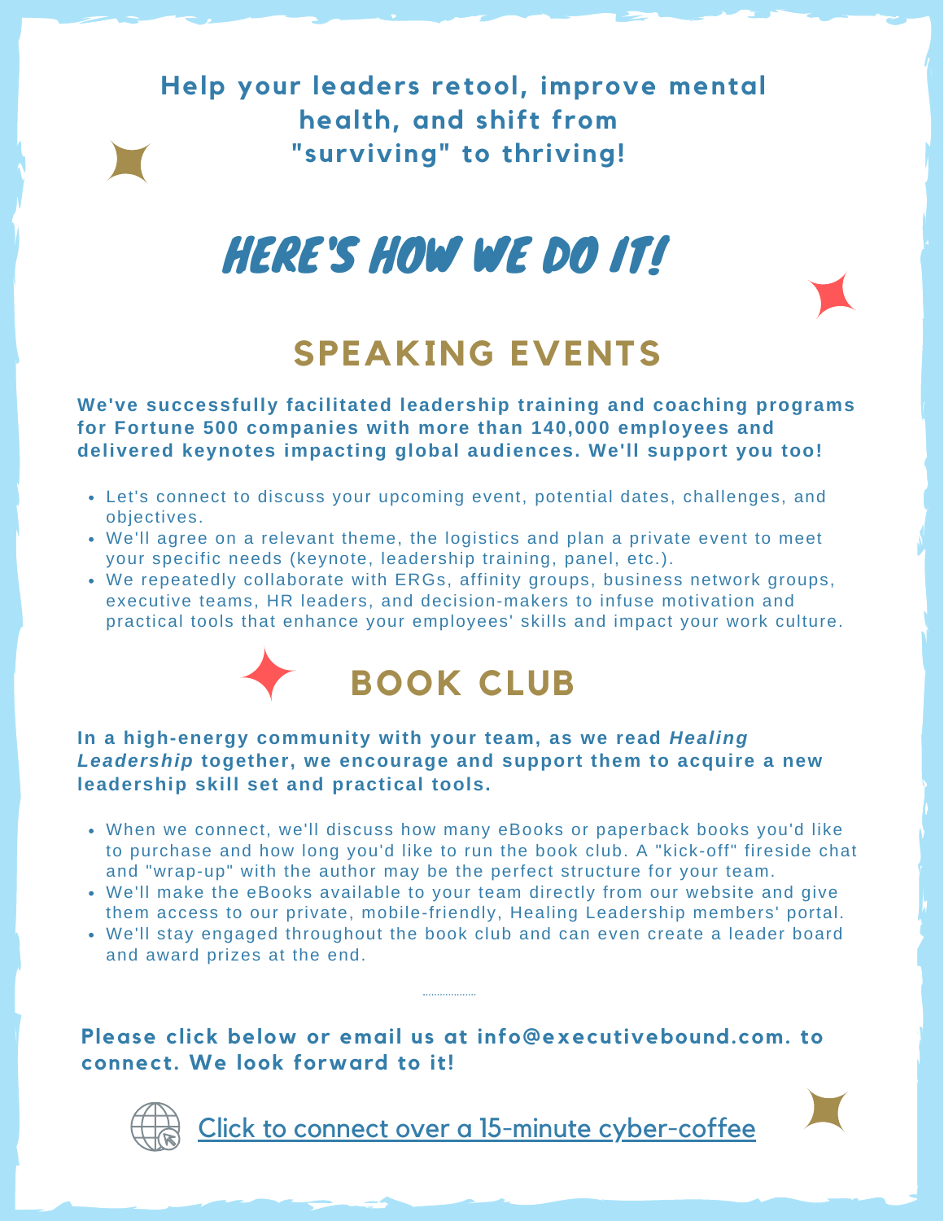**Help your leaders retool, improve mental health, and shift from "surviving" to thriving!**

# HERE'S HOW WE DO IT!

## SPEAKING EVENTS

**We've successfully facilitated leadership training and coaching programs for Fortune 500 companies with more than 140,000 employees and delivered keynotes impacting global audiences. We'll support you too!**

- Let's connect to discuss your upcoming event, potential dates, challenges, and objectives.
- We'll agree on a relevant theme, the logistics and plan a private event to meet your specific needs (keynote, leadership training, panel, etc.).
- We repeatedly collaborate with ERGs, affinity groups, business network groups, executive teams, HR leaders, and decision-makers to infuse motivation and practical tools that enhance your employees' skills and impact your work culture.

## BOOK CLUB

**In a high-energy community with your team, as we read *Healing Leadership* together, we encourage and support them to acquire a new leadership skill set and practical tools.**

- When we connect, we'll discuss how many eBooks or paperback books you'd like to purchase and how long you'd like to run the book club. A "kick-off" fireside chat and "wrap-up" with the author may be the perfect structure for your team.
- We'll make the eBooks available to your team directly from our website and give them access to our private, mobile-friendly, Healing Leadership members' portal.
- We'll stay engaged throughout the book club and can even create a leader board and award prizes at the end.

**Please click below or email us at info@executivebound.com. to connect. We look forward to it!**

Click to connect over a 15-minute cyber-coffee